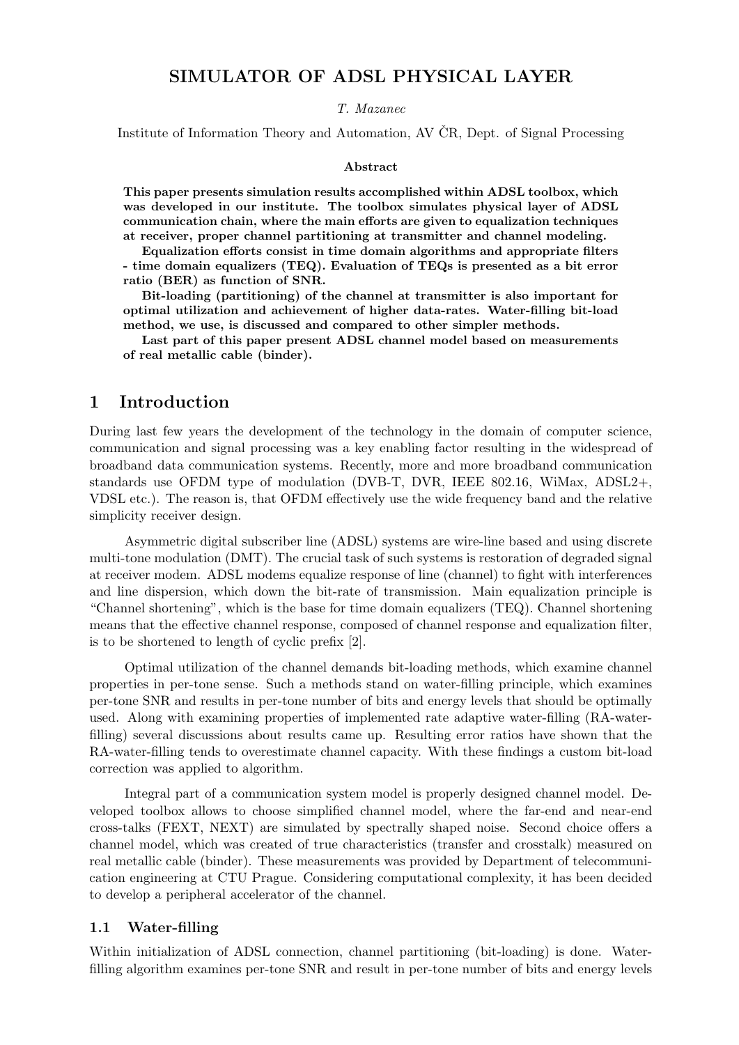# SIMULATOR OF ADSL PHYSICAL LAYER

*T. Mazanec*

Institute of Information Theory and Automation, AV ČR, Dept. of Signal Processing

## Abstract

**This paper presents simulation results accomplished within ADSL toolbox, which was developed in our institute. The toolbox simulates physical layer of ADSL communication chain, where the main efforts are given to equalization techniques at receiver, proper channel partitioning at transmitter and channel modeling.**

**Equalization efforts consist in time domain algorithms and appropriate filters - time domain equalizers (TEQ). Evaluation of TEQs is presented as a bit error ratio (BER) as function of SNR.**

**Bit-loading (partitioning) of the channel at transmitter is also important for optimal utilization and achievement of higher data-rates. Water-filling bit-load method, we use, is discussed and compared to other simpler methods.**

**Last part of this paper present ADSL channel model based on measurements of real metallic cable (binder).**

# 1 Introduction

During last few years the development of the technology in the domain of computer science, communication and signal processing was a key enabling factor resulting in the widespread of broadband data communication systems. Recently, more and more broadband communication standards use OFDM type of modulation (DVB-T, DVR, IEEE 802.16, WiMax, ADSL2+, VDSL etc.). The reason is, that OFDM effectively use the wide frequency band and the relative simplicity receiver design.

Asymmetric digital subscriber line (ADSL) systems are wire-line based and using discrete multi-tone modulation (DMT). The crucial task of such systems is restoration of degraded signal at receiver modem. ADSL modems equalize response of line (channel) to fight with interferences and line dispersion, which down the bit-rate of transmission. Main equalization principle is "Channel shortening", which is the base for time domain equalizers (TEQ). Channel shortening means that the effective channel response, composed of channel response and equalization filter, is to be shortened to length of cyclic prefix [2].

Optimal utilization of the channel demands bit-loading methods, which examine channel properties in per-tone sense. Such a methods stand on water-filling principle, which examines per-tone SNR and results in per-tone number of bits and energy levels that should be optimally used. Along with examining properties of implemented rate adaptive water-filling (RA-water-filling) several discussions about results came up. Resulting error ratios have shown that the RA-water-filling tends to overestimate channel capacity. With these findings a custom bit-load correction was applied to algorithm.

Integral part of a communication system model is properly designed channel model. Developed toolbox allows to choose simplified channel model, where the far-end and near-end cross-talks (FEXT, NEXT) are simulated by spectrally shaped noise. Second choice offers a channel model, which was created of true characteristics (transfer and crosstalk) measured on real metallic cable (binder). These measurements was provided by Department of telecommunication engineering at CTU Prague. Considering computational complexity, it has been decided to develop a peripheral accelerator of the channel.

## 1.1 Water-filling

Within initialization of ADSL connection, channel partitioning (bit-loading) is done. Water-filling algorithm examines per-tone SNR and result in per-tone number of bits and energy levels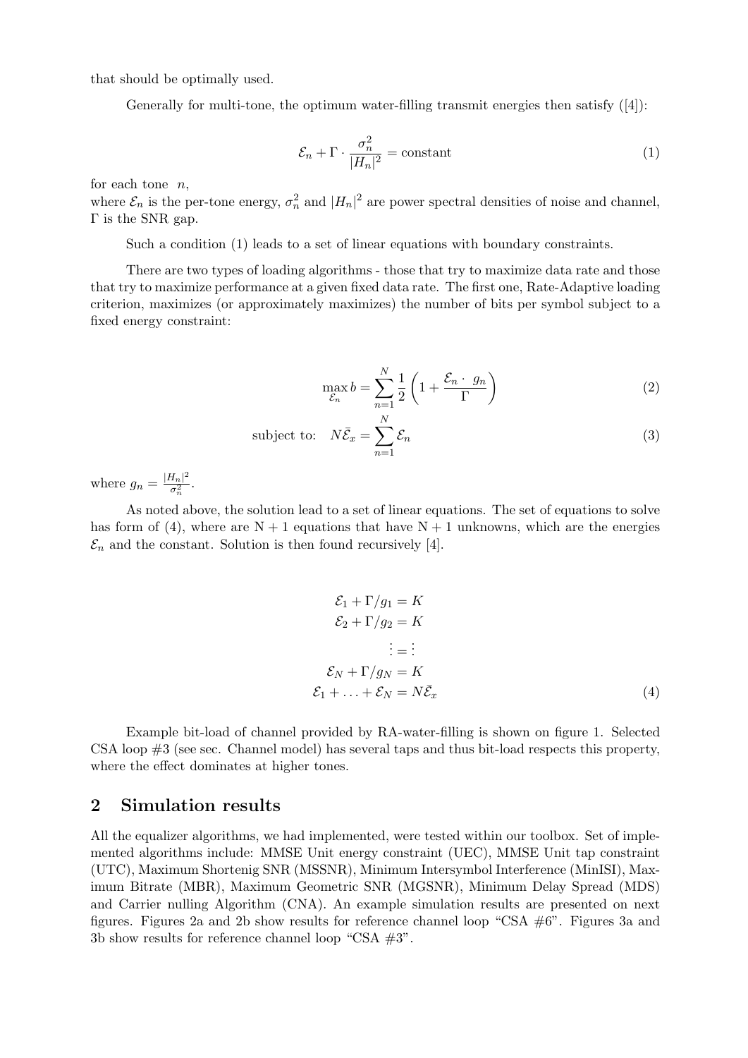that should be optimally used.

Generally for multi-tone, the optimum water-filling transmit energies then satisfy ([4]):

$$\mathcal{E}_n + \Gamma \cdot \frac{\sigma_n^2}{|H_n|^2} = \text{constant} \tag{1}$$

for each tone $n$,
where $\mathcal{E}_n$ is the per-tone energy, $\sigma_n^2$ and $|H_n|^2$ are power spectral densities of noise and channel, $\Gamma$ is the SNR gap.

Such a condition (1) leads to a set of linear equations with boundary constraints.

There are two types of loading algorithms - those that try to maximize data rate and those that try to maximize performance at a given fixed data rate. The first one, Rate-Adaptive loading criterion, maximizes (or approximately maximizes) the number of bits per symbol subject to a fixed energy constraint:

$$\max_{\mathcal{E}_n} b = \sum_{n=1}^{N} \frac{1}{2}\left(1 + \frac{\mathcal{E}_n \cdot \ g_n}{\Gamma}\right) \tag{2}$$

$$\text{subject to:} \quad N\bar{\mathcal{E}}_x = \sum_{n=1}^{N} \mathcal{E}_n \tag{3}$$

where $g_n = \frac{|H_n|^2}{\sigma_n^2}$.

As noted above, the solution lead to a set of linear equations. The set of equations to solve has form of (4), where are N + 1 equations that have N + 1 unknowns, which are the energies $\mathcal{E}_n$ and the constant. Solution is then found recursively [4].

$$\begin{aligned}
\mathcal{E}_1 + \Gamma/g_1 &= K \\
\mathcal{E}_2 + \Gamma/g_2 &= K \\
\vdots &= \vdots \\
\mathcal{E}_N + \Gamma/g_N &= K \\
\mathcal{E}_1 + \ldots + \mathcal{E}_N &= N\bar{\mathcal{E}}_x
\end{aligned} \tag{4}$$

Example bit-load of channel provided by RA-water-filling is shown on figure 1. Selected CSA loop #3 (see sec. Channel model) has several taps and thus bit-load respects this property, where the effect dominates at higher tones.

## 2 Simulation results

All the equalizer algorithms, we had implemented, were tested within our toolbox. Set of implemented algorithms include: MMSE Unit energy constraint (UEC), MMSE Unit tap constraint (UTC), Maximum Shortenig SNR (MSSNR), Minimum Intersymbol Interference (MinISI), Maximum Bitrate (MBR), Maximum Geometric SNR (MGSNR), Minimum Delay Spread (MDS) and Carrier nulling Algorithm (CNA). An example simulation results are presented on next figures. Figures 2a and 2b show results for reference channel loop "CSA #6". Figures 3a and 3b show results for reference channel loop "CSA #3".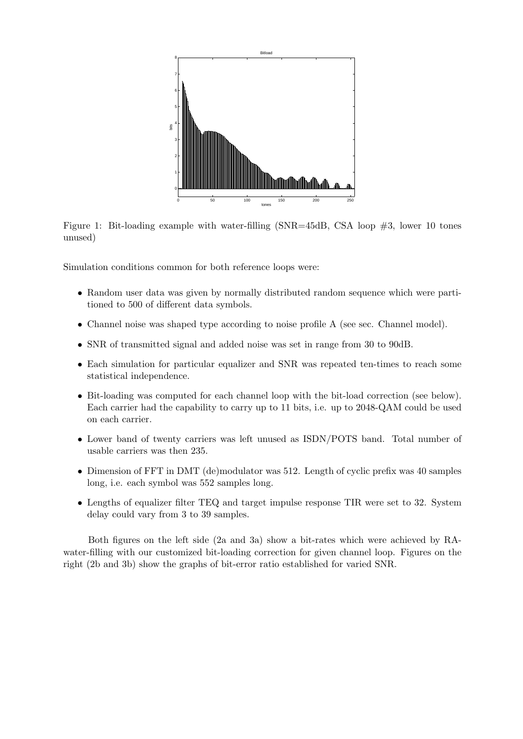Figure 1: Bit-loading example with water-filling (SNR=45dB, CSA loop #3, lower 10 tones unused)

Simulation conditions common for both reference loops were:

- Random user data was given by normally distributed random sequence which were partitioned to 500 of different data symbols.
- Channel noise was shaped type according to noise profile A (see sec. Channel model).
- SNR of transmitted signal and added noise was set in range from 30 to 90dB.
- Each simulation for particular equalizer and SNR was repeated ten-times to reach some statistical independence.
- Bit-loading was computed for each channel loop with the bit-load correction (see below). Each carrier had the capability to carry up to 11 bits, i.e. up to 2048-QAM could be used on each carrier.
- Lower band of twenty carriers was left unused as ISDN/POTS band. Total number of usable carriers was then 235.
- Dimension of FFT in DMT (de)modulator was 512. Length of cyclic prefix was 40 samples long, i.e. each symbol was 552 samples long.
- Lengths of equalizer filter TEQ and target impulse response TIR were set to 32. System delay could vary from 3 to 39 samples.

Both figures on the left side (2a and 3a) show a bit-rates which were achieved by RA-water-filling with our customized bit-loading correction for given channel loop. Figures on the right (2b and 3b) show the graphs of bit-error ratio established for varied SNR.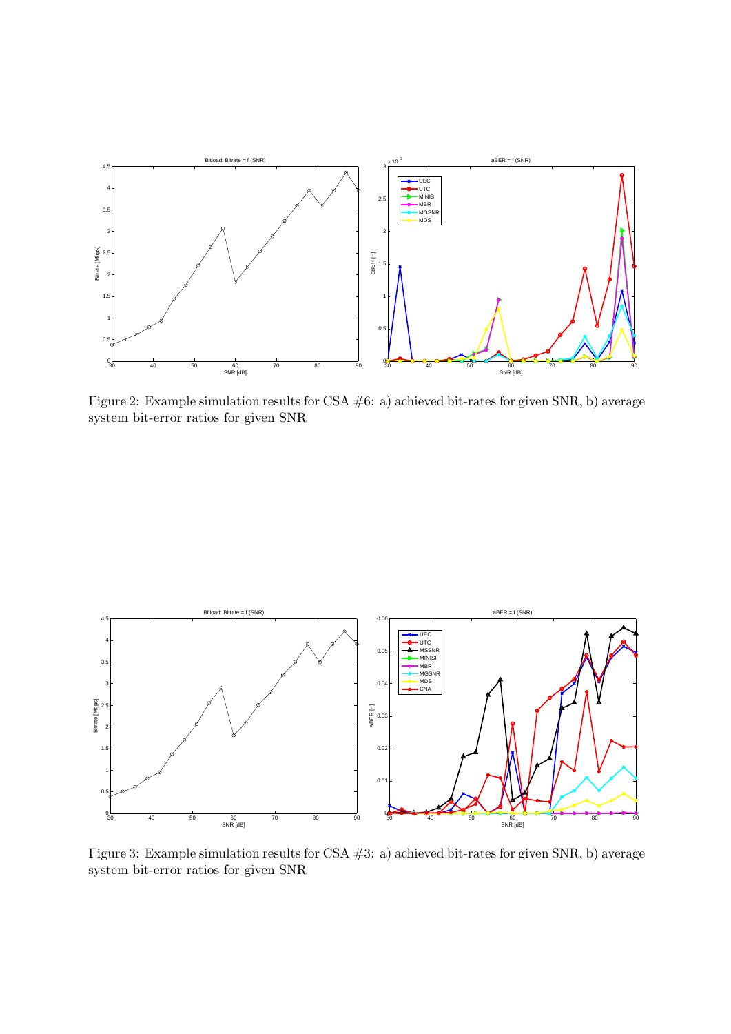Figure 2: Example simulation results for CSA #6: a) achieved bit-rates for given SNR, b) average system bit-error ratios for given SNR

Figure 3: Example simulation results for CSA #3: a) achieved bit-rates for given SNR, b) average system bit-error ratios for given SNR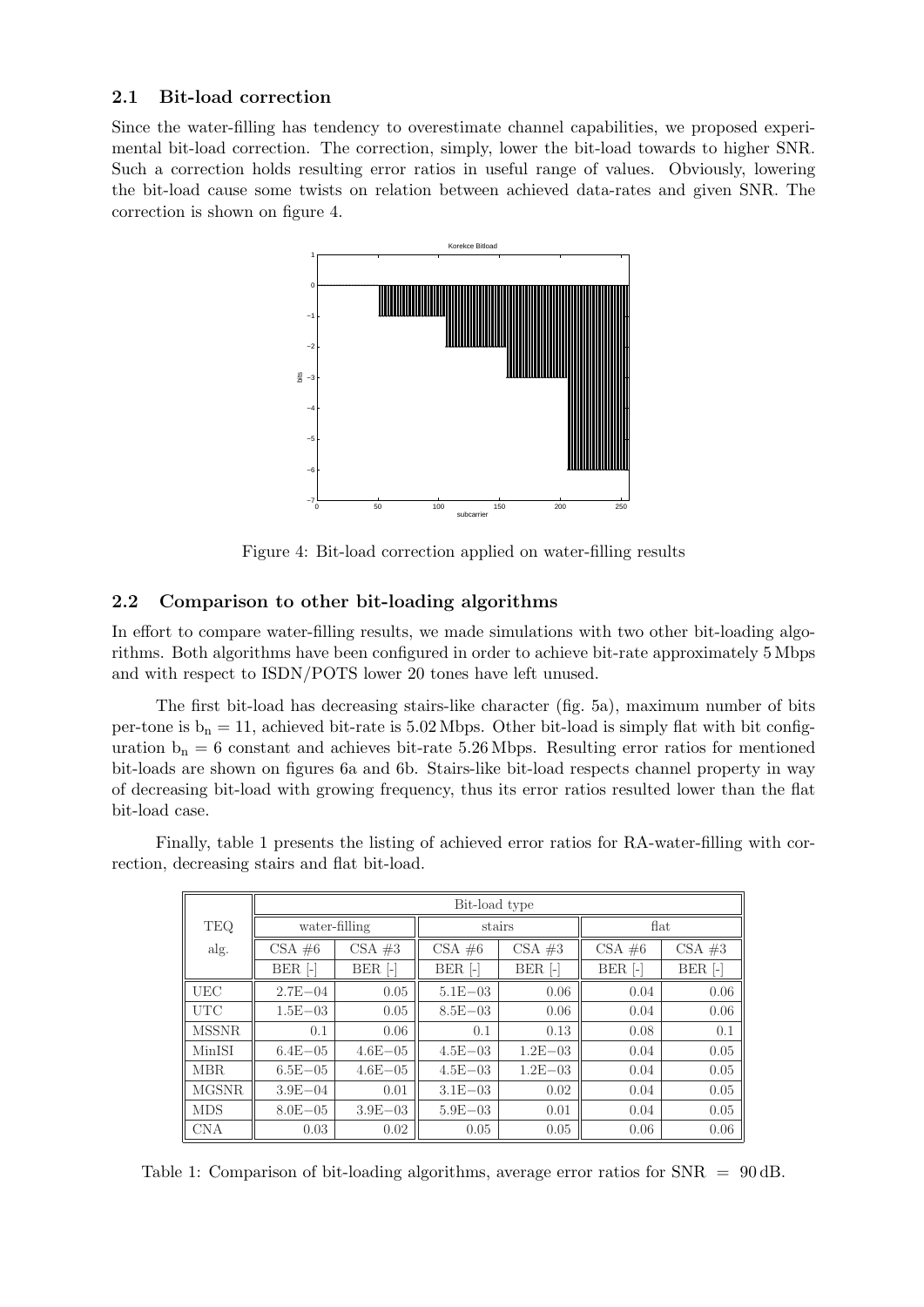### 2.1 Bit-load correction

Since the water-filling has tendency to overestimate channel capabilities, we proposed experimental bit-load correction. The correction, simply, lower the bit-load towards to higher SNR. Such a correction holds resulting error ratios in useful range of values. Obviously, lowering the bit-load cause some twists on relation between achieved data-rates and given SNR. The correction is shown on figure 4.

Figure 4: Bit-load correction applied on water-filling results

### 2.2 Comparison to other bit-loading algorithms

In effort to compare water-filling results, we made simulations with two other bit-loading algorithms. Both algorithms have been configured in order to achieve bit-rate approximately 5 Mbps and with respect to ISDN/POTS lower 20 tones have left unused.

The first bit-load has decreasing stairs-like character (fig. 5a), maximum number of bits per-tone is $b_n = 11$, achieved bit-rate is 5.02 Mbps. Other bit-load is simply flat with bit configuration $b_n = 6$ constant and achieves bit-rate 5.26 Mbps. Resulting error ratios for mentioned bit-loads are shown on figures 6a and 6b. Stairs-like bit-load respects channel property in way of decreasing bit-load with growing frequency, thus its error ratios resulted lower than the flat bit-load case.

Finally, table 1 presents the listing of achieved error ratios for RA-water-filling with correction, decreasing stairs and flat bit-load.

| TEQ | Bit-load type | | | | | |
|---|---|---|---|---|---|---|
| | water-filling | | stairs | | flat | |
| alg. | CSA #6 | CSA #3 | CSA #6 | CSA #3 | CSA #6 | CSA #3 |
| | BER [-] | BER [-] | BER [-] | BER [-] | BER [-] | BER [-] |
| UEC | 2.7E−04 | 0.05 | 5.1E−03 | 0.06 | 0.04 | 0.06 |
| UTC | 1.5E−03 | 0.05 | 8.5E−03 | 0.06 | 0.04 | 0.06 |
| MSSNR | 0.1 | 0.06 | 0.1 | 0.13 | 0.08 | 0.1 |
| MinISI | 6.4E−05 | 4.6E−05 | 4.5E−03 | 1.2E−03 | 0.04 | 0.05 |
| MBR | 6.5E−05 | 4.6E−05 | 4.5E−03 | 1.2E−03 | 0.04 | 0.05 |
| MGSNR | 3.9E−04 | 0.01 | 3.1E−03 | 0.02 | 0.04 | 0.05 |
| MDS | 8.0E−05 | 3.9E−03 | 5.9E−03 | 0.01 | 0.04 | 0.05 |
| CNA | 0.03 | 0.02 | 0.05 | 0.05 | 0.06 | 0.06 |

Table 1: Comparison of bit-loading algorithms, average error ratios for SNR = 90 dB.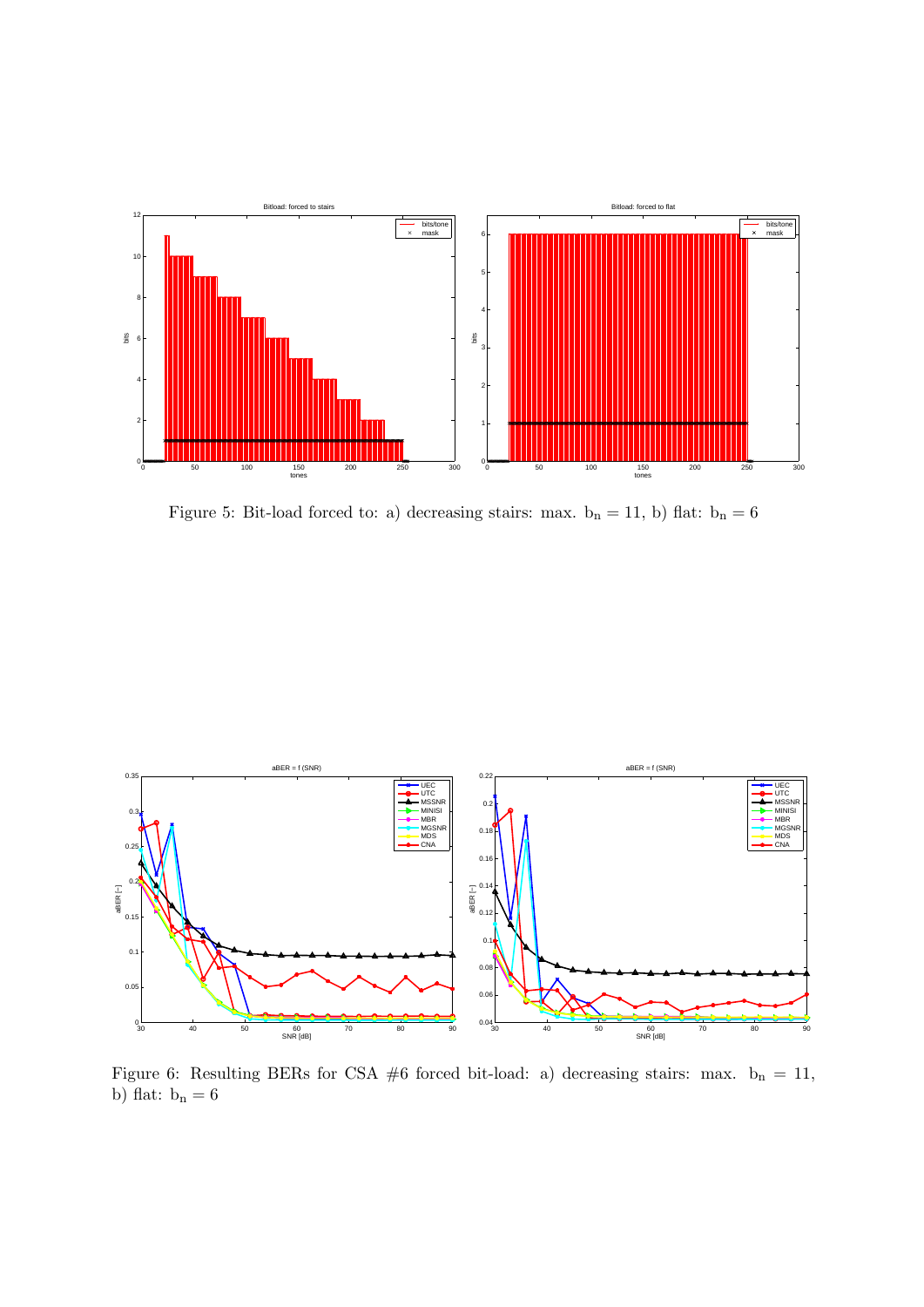Figure 5: Bit-load forced to: a) decreasing stairs: max. $b_n = 11$, b) flat: $b_n = 6$

Figure 6: Resulting BERs for CSA #6 forced bit-load: a) decreasing stairs: max. $b_n = 11$, b) flat: $b_n = 6$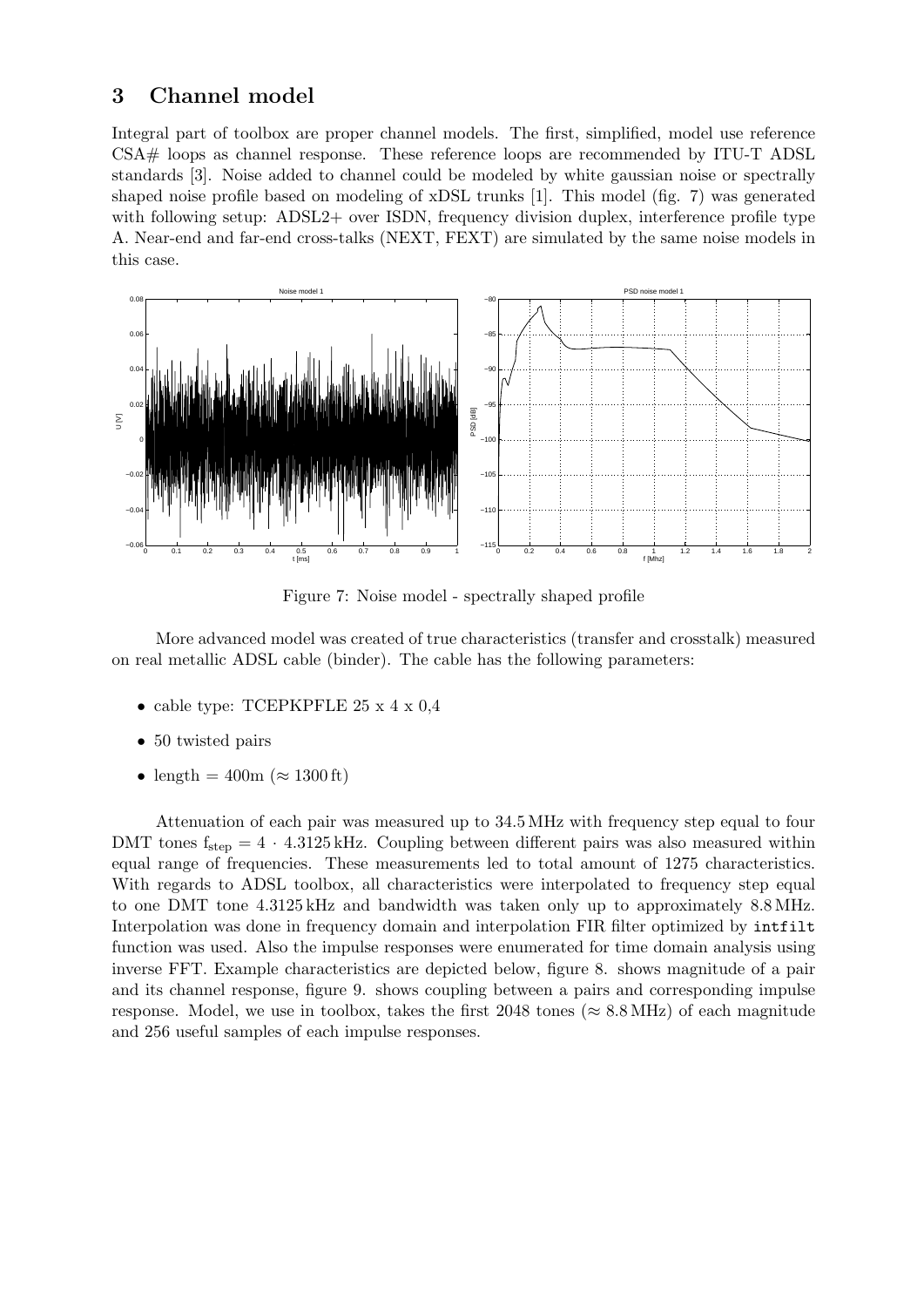## 3 Channel model

Integral part of toolbox are proper channel models. The first, simplified, model use reference CSA# loops as channel response. These reference loops are recommended by ITU-T ADSL standards [3]. Noise added to channel could be modeled by white gaussian noise or spectrally shaped noise profile based on modeling of xDSL trunks [1]. This model (fig. 7) was generated with following setup: ADSL2+ over ISDN, frequency division duplex, interference profile type A. Near-end and far-end cross-talks (NEXT, FEXT) are simulated by the same noise models in this case.

Figure 7: Noise model - spectrally shaped profile

More advanced model was created of true characteristics (transfer and crosstalk) measured on real metallic ADSL cable (binder). The cable has the following parameters:

- cable type: TCEPKPFLE 25 x 4 x 0,4
- 50 twisted pairs
- length = 400m ($\approx 1300$ ft)

Attenuation of each pair was measured up to 34.5 MHz with frequency step equal to four DMT tones $f_{step} = 4 \cdot 4.3125$ kHz. Coupling between different pairs was also measured within equal range of frequencies. These measurements led to total amount of 1275 characteristics. With regards to ADSL toolbox, all characteristics were interpolated to frequency step equal to one DMT tone 4.3125 kHz and bandwidth was taken only up to approximately 8.8 MHz. Interpolation was done in frequency domain and interpolation FIR filter optimized by `intfilt` function was used. Also the impulse responses were enumerated for time domain analysis using inverse FFT. Example characteristics are depicted below, figure 8. shows magnitude of a pair and its channel response, figure 9. shows coupling between a pairs and corresponding impulse response. Model, we use in toolbox, takes the first 2048 tones ($\approx 8.8$ MHz) of each magnitude and 256 useful samples of each impulse responses.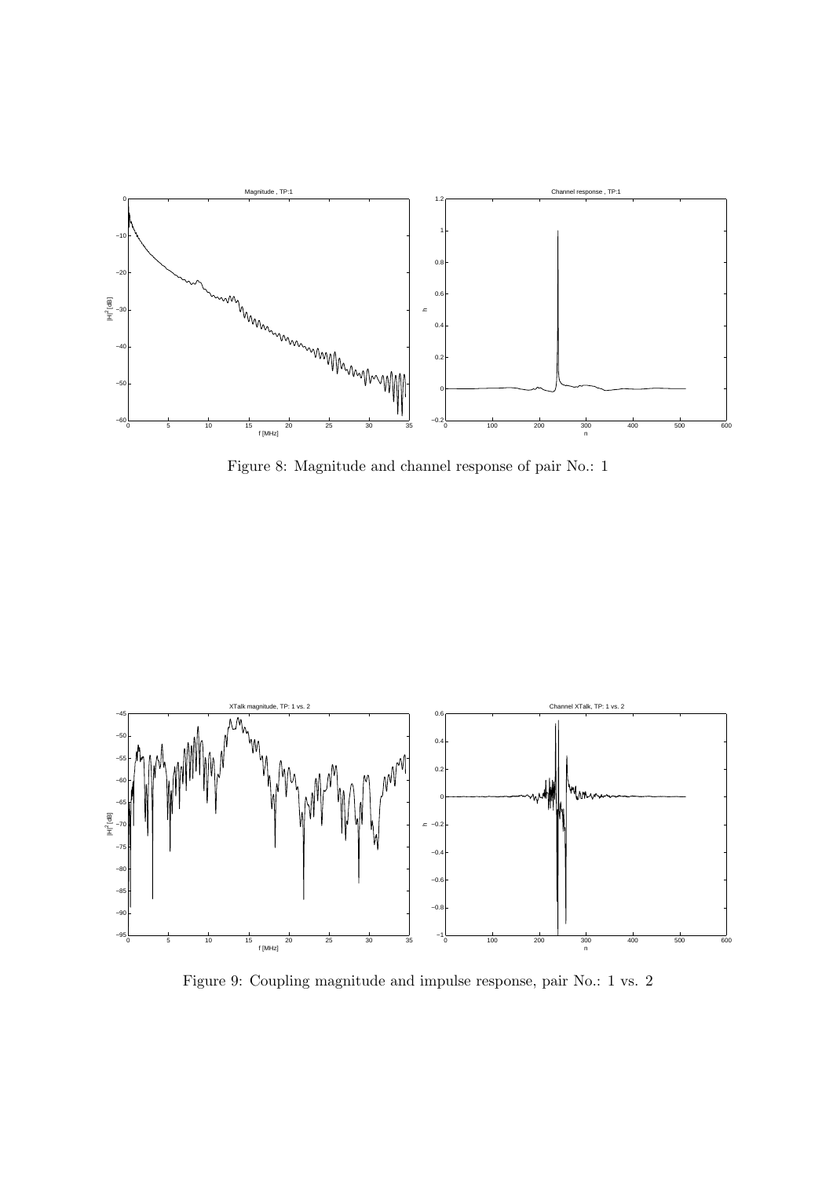Figure 8: Magnitude and channel response of pair No.: 1

Figure 9: Coupling magnitude and impulse response, pair No.: 1 vs. 2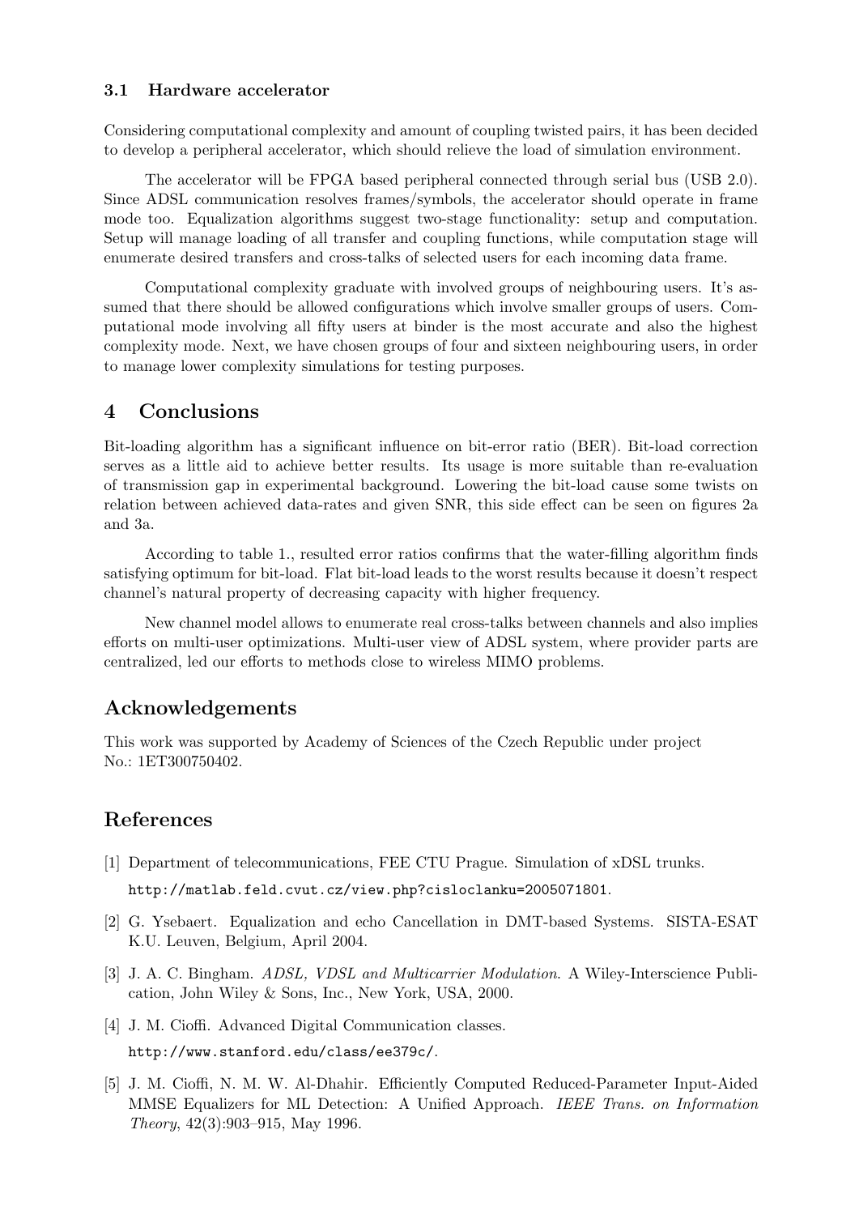### 3.1 Hardware accelerator

Considering computational complexity and amount of coupling twisted pairs, it has been decided to develop a peripheral accelerator, which should relieve the load of simulation environment.

The accelerator will be FPGA based peripheral connected through serial bus (USB 2.0). Since ADSL communication resolves frames/symbols, the accelerator should operate in frame mode too. Equalization algorithms suggest two-stage functionality: setup and computation. Setup will manage loading of all transfer and coupling functions, while computation stage will enumerate desired transfers and cross-talks of selected users for each incoming data frame.

Computational complexity graduate with involved groups of neighbouring users. It's assumed that there should be allowed configurations which involve smaller groups of users. Computational mode involving all fifty users at binder is the most accurate and also the highest complexity mode. Next, we have chosen groups of four and sixteen neighbouring users, in order to manage lower complexity simulations for testing purposes.

## 4 Conclusions

Bit-loading algorithm has a significant influence on bit-error ratio (BER). Bit-load correction serves as a little aid to achieve better results. Its usage is more suitable than re-evaluation of transmission gap in experimental background. Lowering the bit-load cause some twists on relation between achieved data-rates and given SNR, this side effect can be seen on figures 2a and 3a.

According to table 1., resulted error ratios confirms that the water-filling algorithm finds satisfying optimum for bit-load. Flat bit-load leads to the worst results because it doesn't respect channel's natural property of decreasing capacity with higher frequency.

New channel model allows to enumerate real cross-talks between channels and also implies efforts on multi-user optimizations. Multi-user view of ADSL system, where provider parts are centralized, led our efforts to methods close to wireless MIMO problems.

## Acknowledgements

This work was supported by Academy of Sciences of the Czech Republic under project No.: 1ET300750402.

## References

[1] Department of telecommunications, FEE CTU Prague. Simulation of xDSL trunks. http://matlab.feld.cvut.cz/view.php?cisloclanku=2005071801.

[2] G. Ysebaert. Equalization and echo Cancellation in DMT-based Systems. SISTA-ESAT K.U. Leuven, Belgium, April 2004.

[3] J. A. C. Bingham. *ADSL, VDSL and Multicarrier Modulation*. A Wiley-Interscience Publication, John Wiley & Sons, Inc., New York, USA, 2000.

[4] J. M. Cioffi. Advanced Digital Communication classes. http://www.stanford.edu/class/ee379c/.

[5] J. M. Cioffi, N. M. W. Al-Dhahir. Efficiently Computed Reduced-Parameter Input-Aided MMSE Equalizers for ML Detection: A Unified Approach. *IEEE Trans. on Information Theory*, 42(3):903–915, May 1996.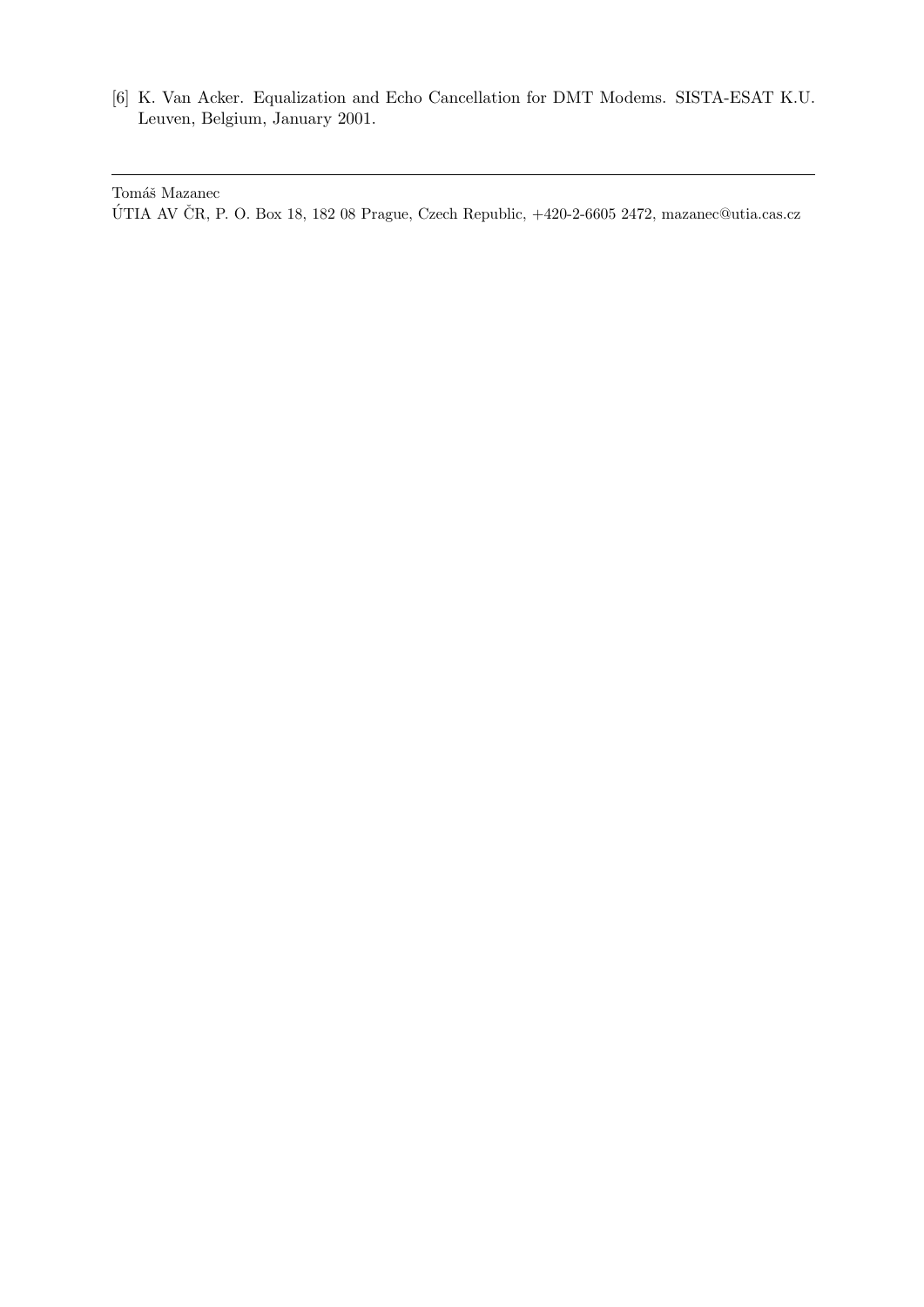[6] K. Van Acker. Equalization and Echo Cancellation for DMT Modems. SISTA-ESAT K.U. Leuven, Belgium, January 2001.

---

Tomáš Mazanec

ÚTIA AV ČR, P. O. Box 18, 182 08 Prague, Czech Republic, +420-2-6605 2472, mazanec@utia.cas.cz